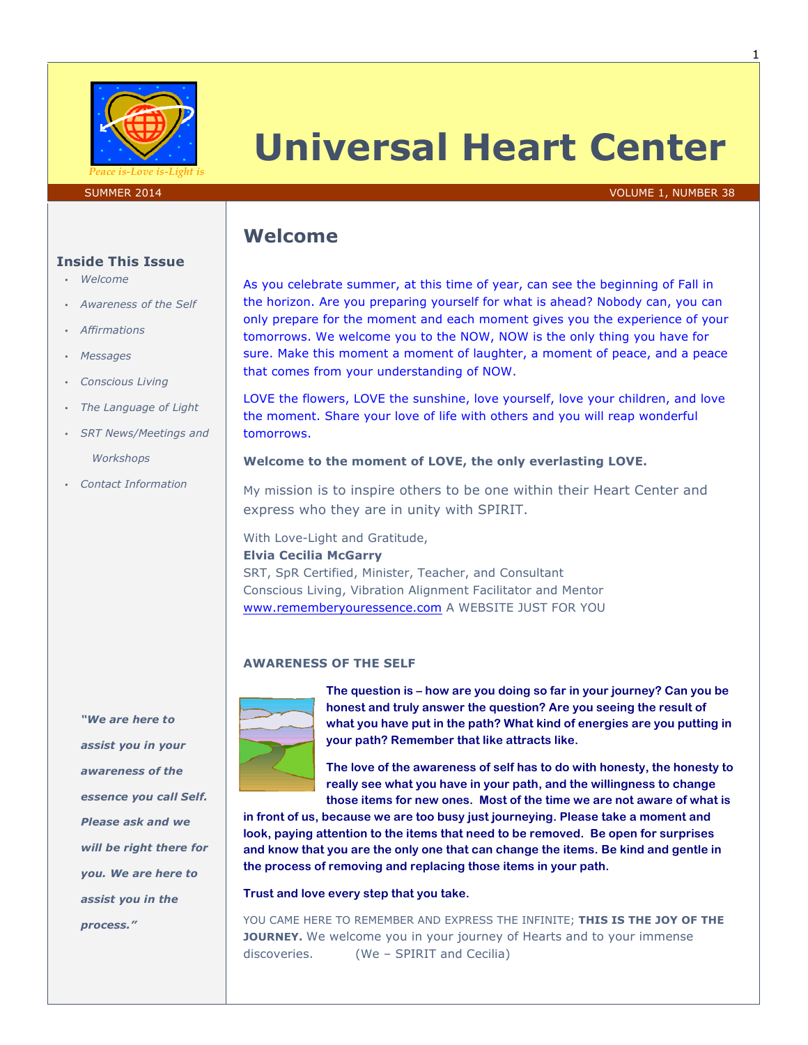# Universal Heart Center

*Peace is-Love is-Light is*

SUMMER 2014 VOLUME 1, NUMBER 38

## Inside This Issue

- *Welcome*
- *Awareness of the Self*
- *Affirmations*
- *Messages*
- *Conscious Living*
- *The Language of Light*
- *SRT News/Meetings and Workshops*
- *Contact Information*

***"We are here to assist you in your awareness of the essence you call Self. Please ask and we will be right there for you. We are here to assist you in the process."***

## Welcome

As you celebrate summer, at this time of year, can see the beginning of Fall in the horizon. Are you preparing yourself for what is ahead? Nobody can, you can only prepare for the moment and each moment gives you the experience of your tomorrows. We welcome you to the NOW, NOW is the only thing you have for sure. Make this moment a moment of laughter, a moment of peace, and a peace that comes from your understanding of NOW.

LOVE the flowers, LOVE the sunshine, love yourself, love your children, and love the moment. Share your love of life with others and you will reap wonderful tomorrows.

**Welcome to the moment of LOVE, the only everlasting LOVE.**

My mission is to inspire others to be one within their Heart Center and express who they are in unity with SPIRIT.

With Love-Light and Gratitude,
**Elvia Cecilia McGarry**
SRT, SpR Certified, Minister, Teacher, and Consultant
Conscious Living, Vibration Alignment Facilitator and Mentor
www.rememberyouressence.com A WEBSITE JUST FOR YOU

### AWARENESS OF THE SELF

**The question is – how are you doing so far in your journey? Can you be honest and truly answer the question? Are you seeing the result of what you have put in the path? What kind of energies are you putting in your path? Remember that like attracts like.**

**The love of the awareness of self has to do with honesty, the honesty to really see what you have in your path, and the willingness to change those items for new ones. Most of the time we are not aware of what is in front of us, because we are too busy just journeying. Please take a moment and look, paying attention to the items that need to be removed. Be open for surprises and know that you are the only one that can change the items. Be kind and gentle in the process of removing and replacing those items in your path.**

**Trust and love every step that you take.**

YOU CAME HERE TO REMEMBER AND EXPRESS THE INFINITE; **THIS IS THE JOY OF THE JOURNEY.** We welcome you in your journey of Hearts and to your immense discoveries. (We – SPIRIT and Cecilia)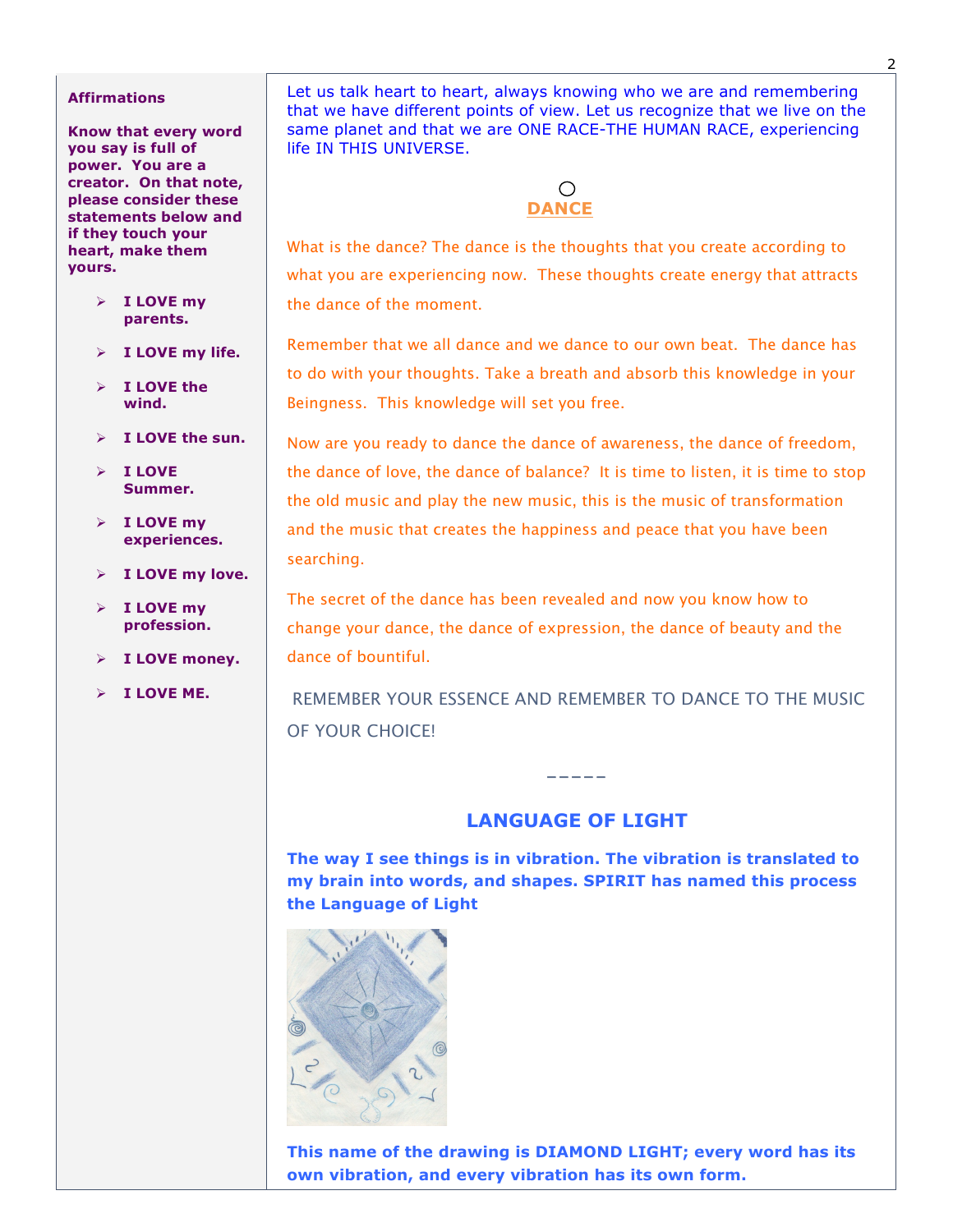**Affirmations**

**Know that every word you say is full of power. You are a creator. On that note, please consider these statements below and if they touch your heart, make them yours.**

- **I LOVE my parents.**
- **I LOVE my life.**
- **I LOVE the wind.**
- **I LOVE the sun.**
- **I LOVE Summer.**
- **I LOVE my experiences.**
- **I LOVE my love.**
- **I LOVE my profession.**
- **I LOVE money.**
- **I LOVE ME.**

Let us talk heart to heart, always knowing who we are and remembering that we have different points of view. Let us recognize that we live on the same planet and that we are ONE RACE-THE HUMAN RACE, experiencing life IN THIS UNIVERSE.

## DANCE

What is the dance? The dance is the thoughts that you create according to what you are experiencing now. These thoughts create energy that attracts the dance of the moment.

Remember that we all dance and we dance to our own beat. The dance has to do with your thoughts. Take a breath and absorb this knowledge in your Beingness. This knowledge will set you free.

Now are you ready to dance the dance of awareness, the dance of freedom, the dance of love, the dance of balance? It is time to listen, it is time to stop the old music and play the new music, this is the music of transformation and the music that creates the happiness and peace that you have been searching.

The secret of the dance has been revealed and now you know how to change your dance, the dance of expression, the dance of beauty and the dance of bountiful.

REMEMBER YOUR ESSENCE AND REMEMBER TO DANCE TO THE MUSIC OF YOUR CHOICE!

-----

## LANGUAGE OF LIGHT

**The way I see things is in vibration. The vibration is translated to my brain into words, and shapes. SPIRIT has named this process the Language of Light**

**This name of the drawing is DIAMOND LIGHT; every word has its own vibration, and every vibration has its own form.**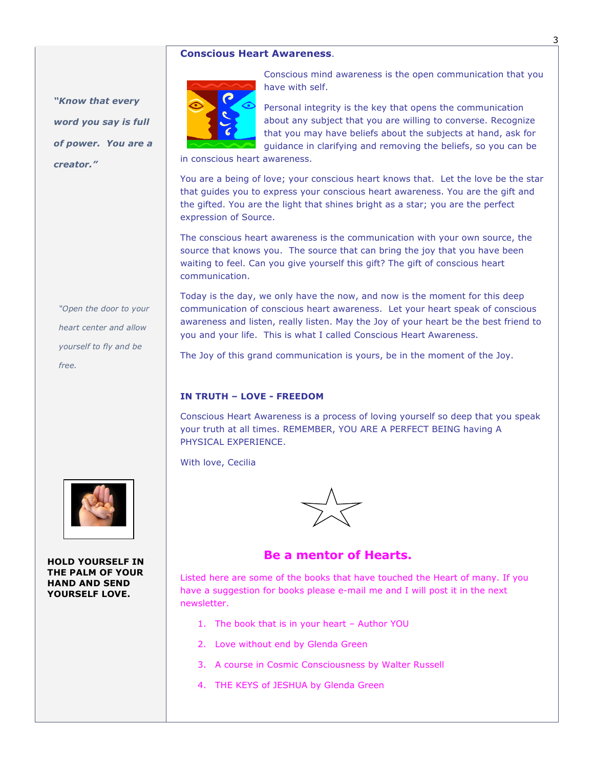## Conscious Heart Awareness.

Conscious mind awareness is the open communication that you have with self.

Personal integrity is the key that opens the communication about any subject that you are willing to converse. Recognize that you may have beliefs about the subjects at hand, ask for guidance in clarifying and removing the beliefs, so you can be in conscious heart awareness.

You are a being of love; your conscious heart knows that. Let the love be the star that guides you to express your conscious heart awareness. You are the gift and the gifted. You are the light that shines bright as a star; you are the perfect expression of Source.

The conscious heart awareness is the communication with your own source, the source that knows you. The source that can bring the joy that you have been waiting to feel. Can you give yourself this gift? The gift of conscious heart communication.

Today is the day, we only have the now, and now is the moment for this deep communication of conscious heart awareness. Let your heart speak of conscious awareness and listen, really listen. May the Joy of your heart be the best friend to you and your life. This is what I called Conscious Heart Awareness.

The Joy of this grand communication is yours, be in the moment of the Joy.

**IN TRUTH – LOVE - FREEDOM**

Conscious Heart Awareness is a process of loving yourself so deep that you speak your truth at all times. REMEMBER, YOU ARE A PERFECT BEING having A PHYSICAL EXPERIENCE.

With love, Cecilia

***"Know that every word you say is full of power. You are a creator."***

*"Open the door to your heart center and allow yourself to fly and be free.*

**HOLD YOURSELF IN THE PALM OF YOUR HAND AND SEND YOURSELF LOVE.**

## Be a mentor of Hearts.

Listed here are some of the books that have touched the Heart of many. If you have a suggestion for books please e-mail me and I will post it in the next newsletter.

1. The book that is in your heart – Author YOU
2. Love without end by Glenda Green
3. A course in Cosmic Consciousness by Walter Russell
4. THE KEYS of JESHUA by Glenda Green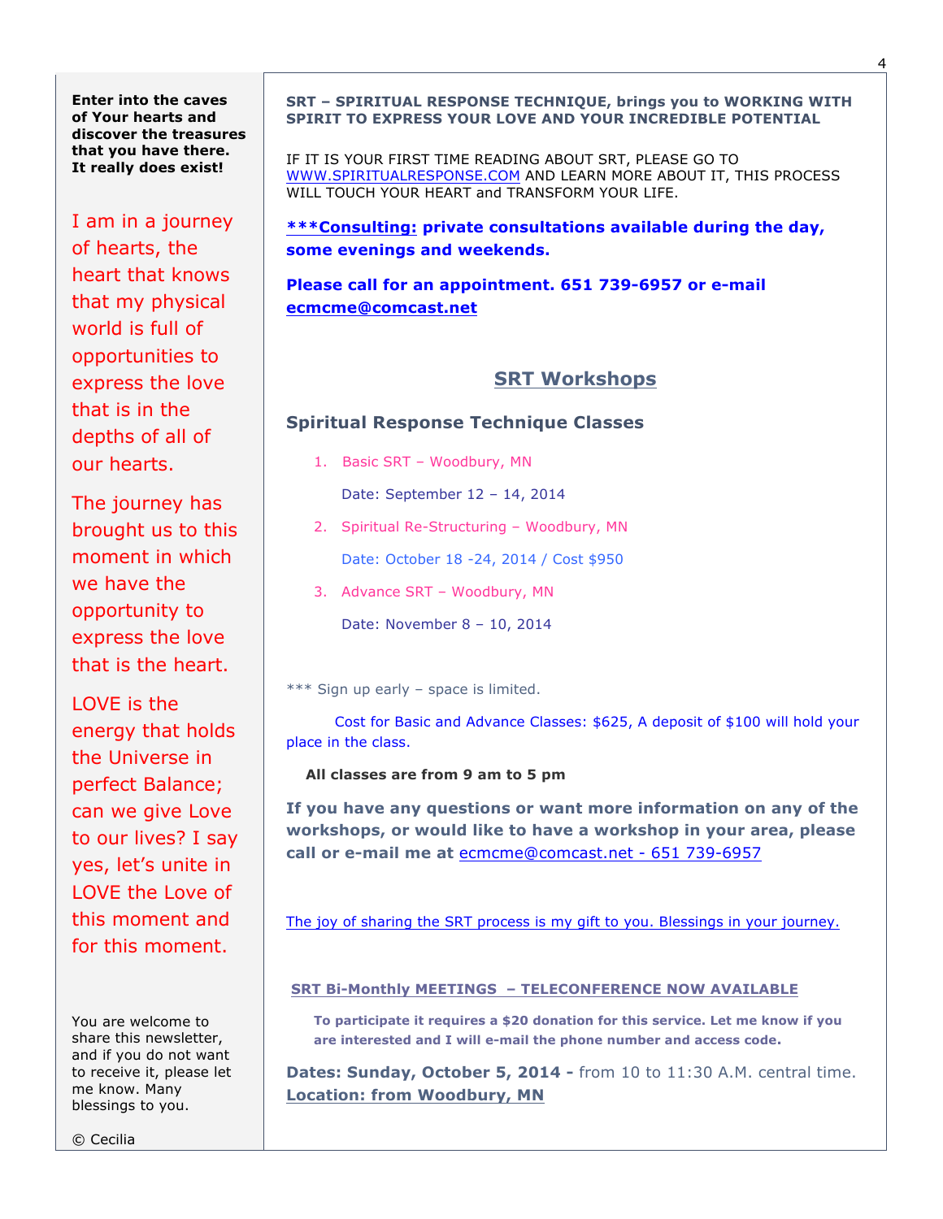**Enter into the caves of Your hearts and discover the treasures that you have there. It really does exist!**

I am in a journey of hearts, the heart that knows that my physical world is full of opportunities to express the love that is in the depths of all of our hearts.

The journey has brought us to this moment in which we have the opportunity to express the love that is the heart.

LOVE is the energy that holds the Universe in perfect Balance; can we give Love to our lives? I say yes, let's unite in LOVE the Love of this moment and for this moment.

You are welcome to share this newsletter, and if you do not want to receive it, please let me know. Many blessings to you.

© Cecilia

**SRT – SPIRITUAL RESPONSE TECHNIQUE, brings you to WORKING WITH SPIRIT TO EXPRESS YOUR LOVE AND YOUR INCREDIBLE POTENTIAL**

IF IT IS YOUR FIRST TIME READING ABOUT SRT, PLEASE GO TO WWW.SPIRITUALRESPONSE.COM AND LEARN MORE ABOUT IT, THIS PROCESS WILL TOUCH YOUR HEART and TRANSFORM YOUR LIFE.

**\*\*\*Consulting: private consultations available during the day, some evenings and weekends.**

**Please call for an appointment. 651 739-6957 or e-mail ecmcme@comcast.net**

## SRT Workshops

### Spiritual Response Technique Classes

1. Basic SRT – Woodbury, MN

   Date: September 12 – 14, 2014

2. Spiritual Re-Structuring – Woodbury, MN

   Date: October 18 -24, 2014 / Cost $950

3. Advance SRT – Woodbury, MN

   Date: November 8 – 10, 2014

\*\*\* Sign up early – space is limited.

Cost for Basic and Advance Classes: $625, A deposit of $100 will hold your place in the class.

**All classes are from 9 am to 5 pm**

**If you have any questions or want more information on any of the workshops, or would like to have a workshop in your area, please call or e-mail me at** ecmcme@comcast.net - 651 739-6957

The joy of sharing the SRT process is my gift to you. Blessings in your journey.

**SRT Bi-Monthly MEETINGS – TELECONFERENCE NOW AVAILABLE**

**To participate it requires a $20 donation for this service. Let me know if you are interested and I will e-mail the phone number and access code.**

**Dates: Sunday, October 5, 2014 -** from 10 to 11:30 A.M. central time.

**Location: from Woodbury, MN**